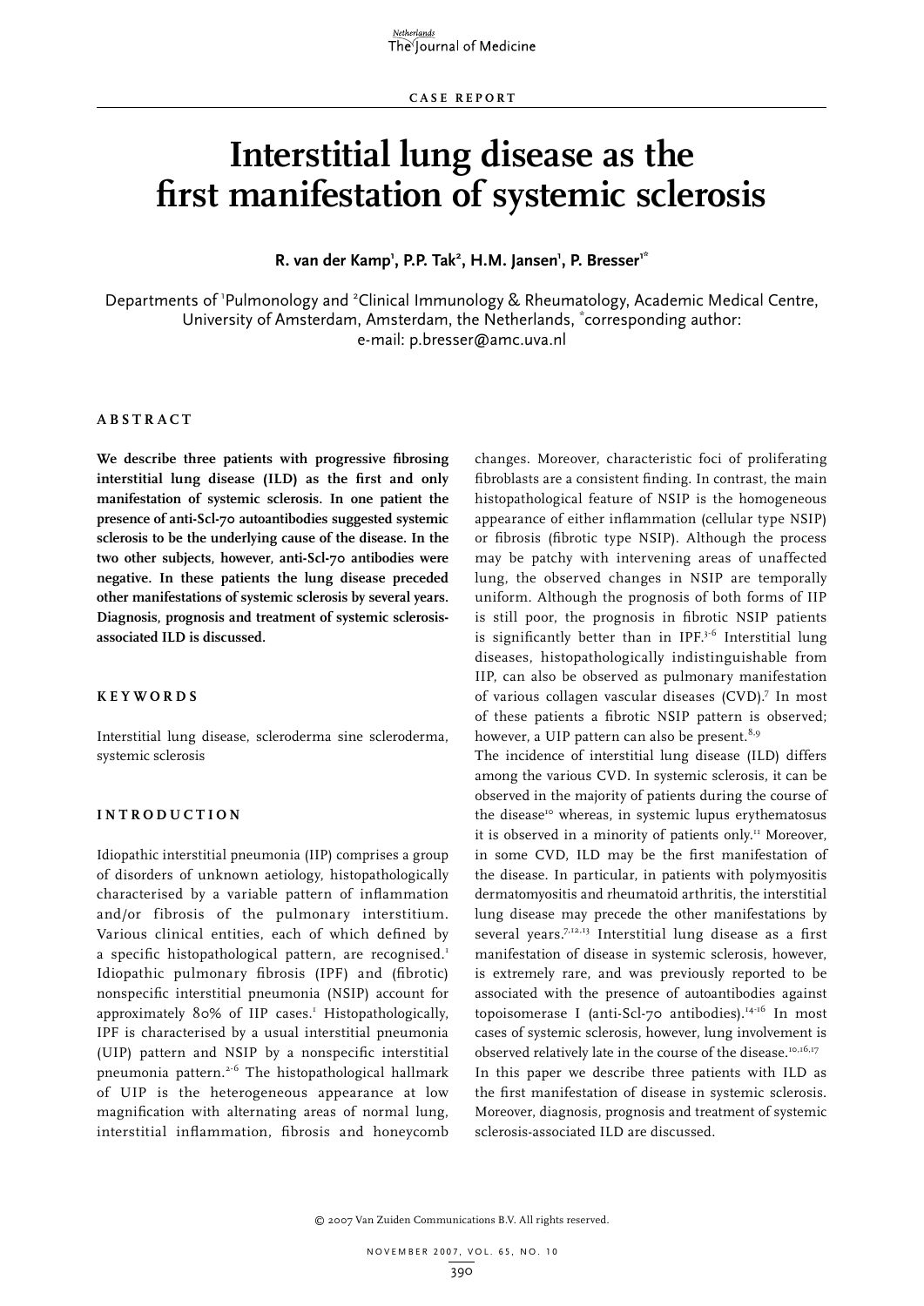CASE REPORT

# Interstitial lung disease as the first manifestation of systemic sclerosis

**R. van der Kamp[1], P.P. Tak[2], H.M. Jansen[1], P. Bresser[1*]**

Departments of [1]Pulmonology and [2]Clinical Immunology & Rheumatology, Academic Medical Centre, University of Amsterdam, Amsterdam, the Netherlands, [*]corresponding author: e-mail: p.bresser@amc.uva.nl

## ABSTRACT

**We describe three patients with progressive fibrosing interstitial lung disease (ILD) as the first and only manifestation of systemic sclerosis. In one patient the presence of anti-Scl-70 autoantibodies suggested systemic sclerosis to be the underlying cause of the disease. In the two other subjects, however, anti-Scl-70 antibodies were negative. In these patients the lung disease preceded other manifestations of systemic sclerosis by several years. Diagnosis, prognosis and treatment of systemic sclerosis-associated ILD is discussed.**

## KEYWORDS

Interstitial lung disease, scleroderma sine scleroderma, systemic sclerosis

## INTRODUCTION

Idiopathic interstitial pneumonia (IIP) comprises a group of disorders of unknown aetiology, histopathologically characterised by a variable pattern of inflammation and/or fibrosis of the pulmonary interstitium. Various clinical entities, each of which defined by a specific histopathological pattern, are recognised.[1] Idiopathic pulmonary fibrosis (IPF) and (fibrotic) nonspecific interstitial pneumonia (NSIP) account for approximately 80% of IIP cases.[1] Histopathologically, IPF is characterised by a usual interstitial pneumonia (UIP) pattern and NSIP by a nonspecific interstitial pneumonia pattern.[2-6] The histopathological hallmark of UIP is the heterogeneous appearance at low magnification with alternating areas of normal lung, interstitial inflammation, fibrosis and honeycomb changes. Moreover, characteristic foci of proliferating fibroblasts are a consistent finding. In contrast, the main histopathological feature of NSIP is the homogeneous appearance of either inflammation (cellular type NSIP) or fibrosis (fibrotic type NSIP). Although the process may be patchy with intervening areas of unaffected lung, the observed changes in NSIP are temporally uniform. Although the prognosis of both forms of IIP is still poor, the prognosis in fibrotic NSIP patients is significantly better than in IPF.[3-6] Interstitial lung diseases, histopathologically indistinguishable from IIP, can also be observed as pulmonary manifestation of various collagen vascular diseases (CVD).[7] In most of these patients a fibrotic NSIP pattern is observed; however, a UIP pattern can also be present.[8,9]

The incidence of interstitial lung disease (ILD) differs among the various CVD. In systemic sclerosis, it can be observed in the majority of patients during the course of the disease[10] whereas, in systemic lupus erythematosus it is observed in a minority of patients only.[11] Moreover, in some CVD, ILD may be the first manifestation of the disease. In particular, in patients with polymyositis dermatomyositis and rheumatoid arthritis, the interstitial lung disease may precede the other manifestations by several years.[7,12,13] Interstitial lung disease as a first manifestation of disease in systemic sclerosis, however, is extremely rare, and was previously reported to be associated with the presence of autoantibodies against topoisomerase I (anti-Scl-70 antibodies).[14-16] In most cases of systemic sclerosis, however, lung involvement is observed relatively late in the course of the disease.[10,16,17]

In this paper we describe three patients with ILD as the first manifestation of disease in systemic sclerosis. Moreover, diagnosis, prognosis and treatment of systemic sclerosis-associated ILD are discussed.

© 2007 Van Zuiden Communications B.V. All rights reserved.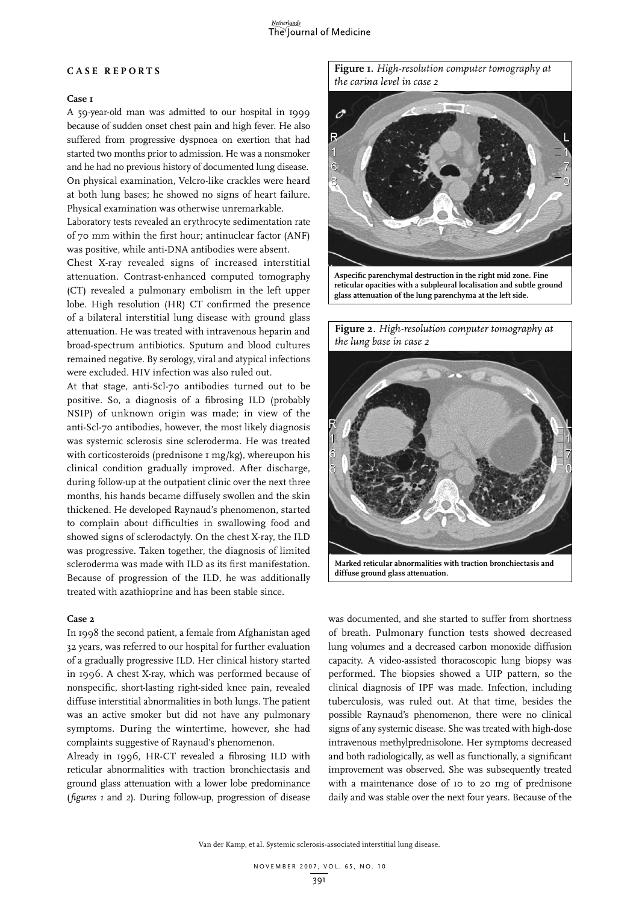## CASE REPORTS

### Case 1

A 59-year-old man was admitted to our hospital in 1999 because of sudden onset chest pain and high fever. He also suffered from progressive dyspnoea on exertion that had started two months prior to admission. He was a nonsmoker and he had no previous history of documented lung disease. On physical examination, Velcro-like crackles were heard at both lung bases; he showed no signs of heart failure. Physical examination was otherwise unremarkable.

Laboratory tests revealed an erythrocyte sedimentation rate of 70 mm within the first hour; antinuclear factor (ANF) was positive, while anti-DNA antibodies were absent.

Chest X-ray revealed signs of increased interstitial attenuation. Contrast-enhanced computed tomography (CT) revealed a pulmonary embolism in the left upper lobe. High resolution (HR) CT confirmed the presence of a bilateral interstitial lung disease with ground glass attenuation. He was treated with intravenous heparin and broad-spectrum antibiotics. Sputum and blood cultures remained negative. By serology, viral and atypical infections were excluded. HIV infection was also ruled out.

At that stage, anti-Scl-70 antibodies turned out to be positive. So, a diagnosis of a fibrosing ILD (probably NSIP) of unknown origin was made; in view of the anti-Scl-70 antibodies, however, the most likely diagnosis was systemic sclerosis sine scleroderma. He was treated with corticosteroids (prednisone 1 mg/kg), whereupon his clinical condition gradually improved. After discharge, during follow-up at the outpatient clinic over the next three months, his hands became diffusely swollen and the skin thickened. He developed Raynaud's phenomenon, started to complain about difficulties in swallowing food and showed signs of sclerodactyly. On the chest X-ray, the ILD was progressive. Taken together, the diagnosis of limited scleroderma was made with ILD as its first manifestation. Because of progression of the ILD, he was additionally treated with azathioprine and has been stable since.

### Case 2

In 1998 the second patient, a female from Afghanistan aged 32 years, was referred to our hospital for further evaluation of a gradually progressive ILD. Her clinical history started in 1996. A chest X-ray, which was performed because of nonspecific, short-lasting right-sided knee pain, revealed diffuse interstitial abnormalities in both lungs. The patient was an active smoker but did not have any pulmonary symptoms. During the wintertime, however, she had complaints suggestive of Raynaud's phenomenon.

Already in 1996, HR-CT revealed a fibrosing ILD with reticular abnormalities with traction bronchiectasis and ground glass attenuation with a lower lobe predominance (*figures 1* and *2*). During follow-up, progression of disease was documented, and she started to suffer from shortness of breath. Pulmonary function tests showed decreased lung volumes and a decreased carbon monoxide diffusion capacity. A video-assisted thoracoscopic lung biopsy was performed. The biopsies showed a UIP pattern, so the clinical diagnosis of IPF was made. Infection, including tuberculosis, was ruled out. At that time, besides the possible Raynaud's phenomenon, there were no clinical signs of any systemic disease. She was treated with high-dose intravenous methylprednisolone. Her symptoms decreased and both radiologically, as well as functionally, a significant improvement was observed. She was subsequently treated with a maintenance dose of 10 to 20 mg of prednisone daily and was stable over the next four years. Because of the

**Figure 1.** *High-resolution computer tomography at the carina level in case 2*

**Aspecific parenchymal destruction in the right mid zone. Fine reticular opacities with a subpleural localisation and subtle ground glass attenuation of the lung parenchyma at the left side.**

**Figure 2.** *High-resolution computer tomography at the lung base in case 2*

**Marked reticular abnormalities with traction bronchiectasis and diffuse ground glass attenuation.**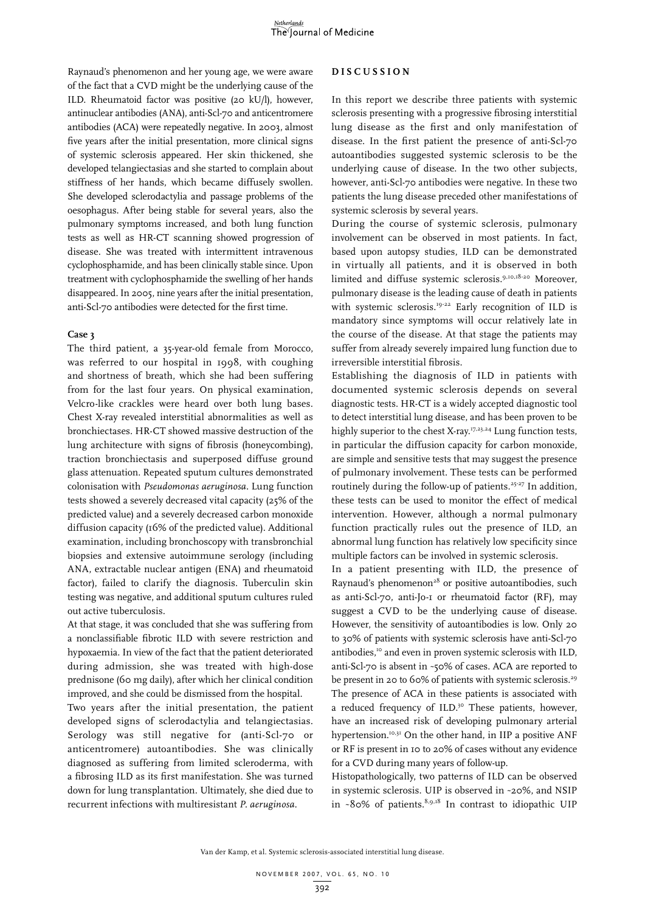Raynaud's phenomenon and her young age, we were aware of the fact that a CVD might be the underlying cause of the ILD. Rheumatoid factor was positive (20 kU/l), however, antinuclear antibodies (ANA), anti-Scl-70 and anticentromere antibodies (ACA) were repeatedly negative. In 2003, almost five years after the initial presentation, more clinical signs of systemic sclerosis appeared. Her skin thickened, she developed telangiectasias and she started to complain about stiffness of her hands, which became diffusely swollen. She developed sclerodactylia and passage problems of the oesophagus. After being stable for several years, also the pulmonary symptoms increased, and both lung function tests as well as HR-CT scanning showed progression of disease. She was treated with intermittent intravenous cyclophosphamide, and has been clinically stable since. Upon treatment with cyclophosphamide the swelling of her hands disappeared. In 2005, nine years after the initial presentation, anti-Scl-70 antibodies were detected for the first time.

### Case 3

The third patient, a 35-year-old female from Morocco, was referred to our hospital in 1998, with coughing and shortness of breath, which she had been suffering from for the last four years. On physical examination, Velcro-like crackles were heard over both lung bases. Chest X-ray revealed interstitial abnormalities as well as bronchiectases. HR-CT showed massive destruction of the lung architecture with signs of fibrosis (honeycombing), traction bronchiectasis and superposed diffuse ground glass attenuation. Repeated sputum cultures demonstrated colonisation with *Pseudomonas aeruginosa*. Lung function tests showed a severely decreased vital capacity (25% of the predicted value) and a severely decreased carbon monoxide diffusion capacity (16% of the predicted value). Additional examination, including bronchoscopy with transbronchial biopsies and extensive autoimmune serology (including ANA, extractable nuclear antigen (ENA) and rheumatoid factor), failed to clarify the diagnosis. Tuberculin skin testing was negative, and additional sputum cultures ruled out active tuberculosis.

At that stage, it was concluded that she was suffering from a nonclassifiable fibrotic ILD with severe restriction and hypoxaemia. In view of the fact that the patient deteriorated during admission, she was treated with high-dose prednisone (60 mg daily), after which her clinical condition improved, and she could be dismissed from the hospital.

Two years after the initial presentation, the patient developed signs of sclerodactylia and telangiectasias. Serology was still negative for (anti-Scl-70 or anticentromere) autoantibodies. She was clinically diagnosed as suffering from limited scleroderma, with a fibrosing ILD as its first manifestation. She was turned down for lung transplantation. Ultimately, she died due to recurrent infections with multiresistant *P. aeruginosa*.

## DISCUSSION

In this report we describe three patients with systemic sclerosis presenting with a progressive fibrosing interstitial lung disease as the first and only manifestation of disease. In the first patient the presence of anti-Scl-70 autoantibodies suggested systemic sclerosis to be the underlying cause of disease. In the two other subjects, however, anti-Scl-70 antibodies were negative. In these two patients the lung disease preceded other manifestations of systemic sclerosis by several years.

During the course of systemic sclerosis, pulmonary involvement can be observed in most patients. In fact, based upon autopsy studies, ILD can be demonstrated in virtually all patients, and it is observed in both limited and diffuse systemic sclerosis.[9,10,18-20] Moreover, pulmonary disease is the leading cause of death in patients with systemic sclerosis.[19-22] Early recognition of ILD is mandatory since symptoms will occur relatively late in the course of the disease. At that stage the patients may suffer from already severely impaired lung function due to irreversible interstitial fibrosis.

Establishing the diagnosis of ILD in patients with documented systemic sclerosis depends on several diagnostic tests. HR-CT is a widely accepted diagnostic tool to detect interstitial lung disease, and has been proven to be highly superior to the chest X-ray.[17,23,24] Lung function tests, in particular the diffusion capacity for carbon monoxide, are simple and sensitive tests that may suggest the presence of pulmonary involvement. These tests can be performed routinely during the follow-up of patients.[25-27] In addition, these tests can be used to monitor the effect of medical intervention. However, although a normal pulmonary function practically rules out the presence of ILD, an abnormal lung function has relatively low specificity since multiple factors can be involved in systemic sclerosis.

In a patient presenting with ILD, the presence of Raynaud's phenomenon[28] or positive autoantibodies, such as anti-Scl-70, anti-Jo-1 or rheumatoid factor (RF), may suggest a CVD to be the underlying cause of disease. However, the sensitivity of autoantibodies is low. Only 20 to 30% of patients with systemic sclerosis have anti-Scl-70 antibodies,[10] and even in proven systemic sclerosis with ILD, anti-Scl-70 is absent in ~50% of cases. ACA are reported to be present in 20 to 60% of patients with systemic sclerosis.[29] The presence of ACA in these patients is associated with a reduced frequency of ILD.[30] These patients, however, have an increased risk of developing pulmonary arterial hypertension.[10,31] On the other hand, in IIP a positive ANF or RF is present in 10 to 20% of cases without any evidence for a CVD during many years of follow-up.

Histopathologically, two patterns of ILD can be observed in systemic sclerosis. UIP is observed in ~20%, and NSIP in ~80% of patients.[8,9,18] In contrast to idiopathic UIP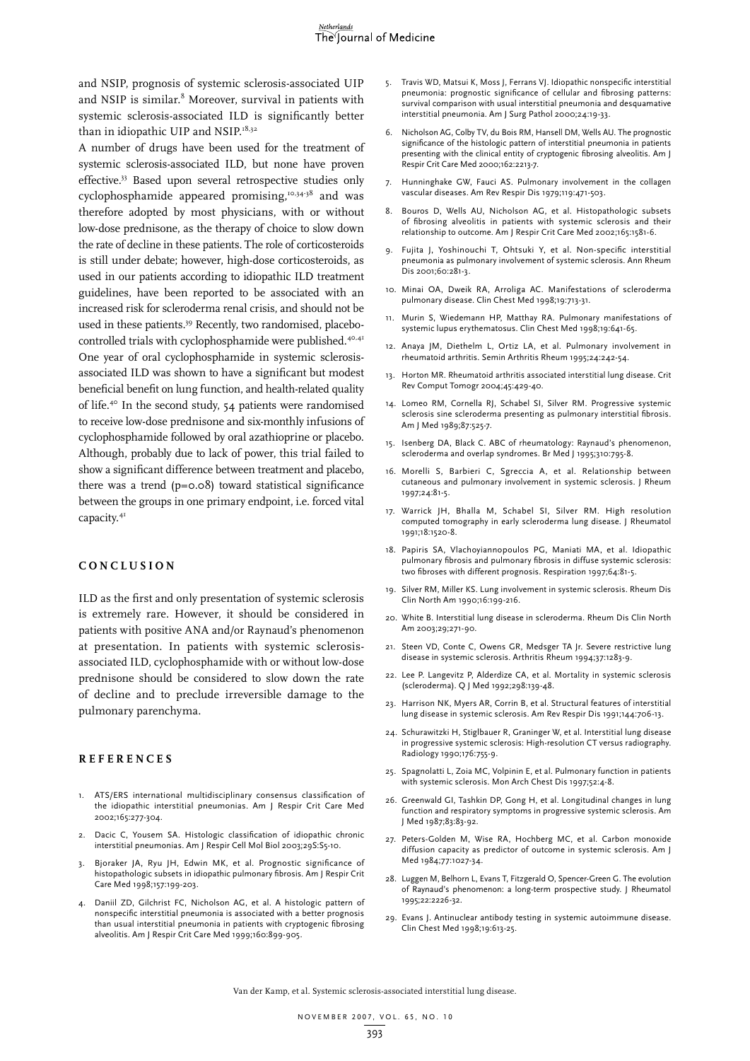and NSIP, prognosis of systemic sclerosis-associated UIP and NSIP is similar.[8] Moreover, survival in patients with systemic sclerosis-associated ILD is significantly better than in idiopathic UIP and NSIP.[18,32]

A number of drugs have been used for the treatment of systemic sclerosis-associated ILD, but none have proven effective.[33] Based upon several retrospective studies only cyclophosphamide appeared promising,[10,34-38] and was therefore adopted by most physicians, with or without low-dose prednisone, as the therapy of choice to slow down the rate of decline in these patients. The role of corticosteroids is still under debate; however, high-dose corticosteroids, as used in our patients according to idiopathic ILD treatment guidelines, have been reported to be associated with an increased risk for scleroderma renal crisis, and should not be used in these patients.[39] Recently, two randomised, placebo-controlled trials with cyclophosphamide were published.[40,41] One year of oral cyclophosphamide in systemic sclerosis-associated ILD was shown to have a significant but modest beneficial benefit on lung function, and health-related quality of life.[40] In the second study, 54 patients were randomised to receive low-dose prednisone and six-monthly infusions of cyclophosphamide followed by oral azathioprine or placebo. Although, probably due to lack of power, this trial failed to show a significant difference between treatment and placebo, there was a trend ($p=0.08$) toward statistical significance between the groups in one primary endpoint, i.e. forced vital capacity.[41]

## CONCLUSION

ILD as the first and only presentation of systemic sclerosis is extremely rare. However, it should be considered in patients with positive ANA and/or Raynaud's phenomenon at presentation. In patients with systemic sclerosis-associated ILD, cyclophosphamide with or without low-dose prednisone should be considered to slow down the rate of decline and to preclude irreversible damage to the pulmonary parenchyma.

## REFERENCES

1. ATS/ERS international multidisciplinary consensus classification of the idiopathic interstitial pneumonias. Am J Respir Crit Care Med 2002;165:277-304.
2. Dacic C, Yousem SA. Histologic classification of idiopathic chronic interstitial pneumonias. Am J Respir Cell Mol Biol 2003;29S:S5-10.
3. Bjoraker JA, Ryu JH, Edwin MK, et al. Prognostic significance of histopathologic subsets in idiopathic pulmonary fibrosis. Am J Respir Crit Care Med 1998;157:199-203.
4. Daniil ZD, Gilchrist FC, Nicholson AG, et al. A histologic pattern of nonspecific interstitial pneumonia is associated with a better prognosis than usual interstitial pneumonia in patients with cryptogenic fibrosing alveolitis. Am J Respir Crit Care Med 1999;160:899-905.
5. Travis WD, Matsui K, Moss J, Ferrans VJ. Idiopathic nonspecific interstitial pneumonia: prognostic significance of cellular and fibrosing patterns: survival comparison with usual interstitial pneumonia and desquamative interstitial pneumonia. Am J Surg Pathol 2000;24:19-33.
6. Nicholson AG, Colby TV, du Bois RM, Hansell DM, Wells AU. The prognostic significance of the histologic pattern of interstitial pneumonia in patients presenting with the clinical entity of cryptogenic fibrosing alveolitis. Am J Respir Crit Care Med 2000;162:2213-7.
7. Hunninghake GW, Fauci AS. Pulmonary involvement in the collagen vascular diseases. Am Rev Respir Dis 1979;119:471-503.
8. Bouros D, Wells AU, Nicholson AG, et al. Histopathologic subsets of fibrosing alveolitis in patients with systemic sclerosis and their relationship to outcome. Am J Respir Crit Care Med 2002;165:1581-6.
9. Fujita J, Yoshinouchi T, Ohtsuki Y, et al. Non-specific interstitial pneumonia as pulmonary involvement of systemic sclerosis. Ann Rheum Dis 2001;60:281-3.
10. Minai OA, Dweik RA, Arroliga AC. Manifestations of scleroderma pulmonary disease. Clin Chest Med 1998;19:713-31.
11. Murin S, Wiedemann HP, Matthay RA. Pulmonary manifestations of systemic lupus erythematosus. Clin Chest Med 1998;19:641-65.
12. Anaya JM, Diethelm L, Ortiz LA, et al. Pulmonary involvement in rheumatoid arthritis. Semin Arthritis Rheum 1995;24:242-54.
13. Horton MR. Rheumatoid arthritis associated interstitial lung disease. Crit Rev Comput Tomogr 2004;45:429-40.
14. Lomeo RM, Cornella RJ, Schabel SI, Silver RM. Progressive systemic sclerosis sine scleroderma presenting as pulmonary interstitial fibrosis. Am J Med 1989;87:525-7.
15. Isenberg DA, Black C. ABC of rheumatology: Raynaud's phenomenon, scleroderma and overlap syndromes. Br Med J 1995;310:795-8.
16. Morelli S, Barbieri C, Sgreccia A, et al. Relationship between cutaneous and pulmonary involvement in systemic sclerosis. J Rheum 1997;24:81-5.
17. Warrick JH, Bhalla M, Schabel SI, Silver RM. High resolution computed tomography in early scleroderma lung disease. J Rheumatol 1991;18:1520-8.
18. Papiris SA, Vlachoyiannopoulos PG, Maniati MA, et al. Idiopathic pulmonary fibrosis and pulmonary fibrosis in diffuse systemic sclerosis: two fibroses with different prognosis. Respiration 1997;64:81-5.
19. Silver RM, Miller KS. Lung involvement in systemic sclerosis. Rheum Dis Clin North Am 1990;16:199-216.
20. White B. Interstitial lung disease in scleroderma. Rheum Dis Clin North Am 2003;29;271-90.
21. Steen VD, Conte C, Owens GR, Medsger TA Jr. Severe restrictive lung disease in systemic sclerosis. Arthritis Rheum 1994;37:1283-9.
22. Lee P. Langevitz P, Alderdize CA, et al. Mortality in systemic sclerosis (scleroderma). Q J Med 1992;298:139-48.
23. Harrison NK, Myers AR, Corrin B, et al. Structural features of interstitial lung disease in systemic sclerosis. Am Rev Respir Dis 1991;144:706-13.
24. Schurawitzki H, Stiglbauer R, Graninger W, et al. Interstitial lung disease in progressive systemic sclerosis: High-resolution CT versus radiography. Radiology 1990;176:755-9.
25. Spagnolatti L, Zoia MC, Volpinin E, et al. Pulmonary function in patients with systemic sclerosis. Mon Arch Chest Dis 1997;52:4-8.
26. Greenwald GI, Tashkin DP, Gong H, et al. Longitudinal changes in lung function and respiratory symptoms in progressive systemic sclerosis. Am J Med 1987;83:83-92.
27. Peters-Golden M, Wise RA, Hochberg MC, et al. Carbon monoxide diffusion capacity as predictor of outcome in systemic sclerosis. Am J Med 1984;77:1027-34.
28. Luggen M, Belhorn L, Evans T, Fitzgerald O, Spencer-Green G. The evolution of Raynaud's phenomenon: a long-term prospective study. J Rheumatol 1995;22:2226-32.
29. Evans J. Antinuclear antibody testing in systemic autoimmune disease. Clin Chest Med 1998;19:613-25.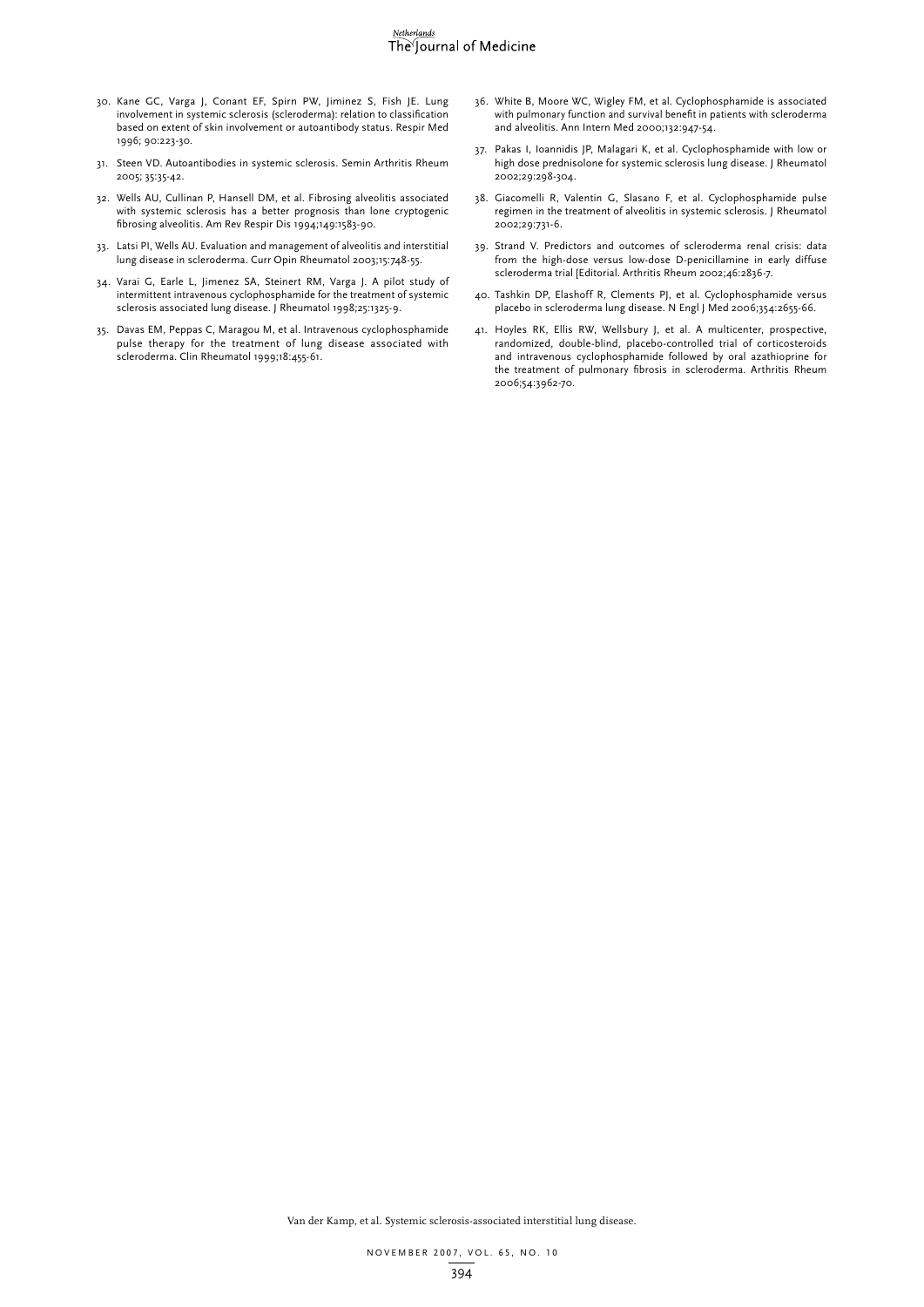30. Kane GC, Varga J, Conant EF, Spirn PW, Jiminez S, Fish JE. Lung involvement in systemic sclerosis (scleroderma): relation to classification based on extent of skin involvement or autoantibody status. Respir Med 1996; 90:223-30.
31. Steen VD. Autoantibodies in systemic sclerosis. Semin Arthritis Rheum 2005; 35:35-42.
32. Wells AU, Cullinan P, Hansell DM, et al. Fibrosing alveolitis associated with systemic sclerosis has a better prognosis than lone cryptogenic fibrosing alveolitis. Am Rev Respir Dis 1994;149:1583-90.
33. Latsi PI, Wells AU. Evaluation and management of alveolitis and interstitial lung disease in scleroderma. Curr Opin Rheumatol 2003;15:748-55.
34. Varai G, Earle L, Jimenez SA, Steinert RM, Varga J. A pilot study of intermittent intravenous cyclophosphamide for the treatment of systemic sclerosis associated lung disease. J Rheumatol 1998;25:1325-9.
35. Davas EM, Peppas C, Maragou M, et al. Intravenous cyclophosphamide pulse therapy for the treatment of lung disease associated with scleroderma. Clin Rheumatol 1999;18:455-61.
36. White B, Moore WC, Wigley FM, et al. Cyclophosphamide is associated with pulmonary function and survival benefit in patients with scleroderma and alveolitis. Ann Intern Med 2000;132:947-54.
37. Pakas I, Ioannidis JP, Malagari K, et al. Cyclophosphamide with low or high dose prednisolone for systemic sclerosis lung disease. J Rheumatol 2002;29:298-304.
38. Giacomelli R, Valentin G, Slasano F, et al. Cyclophosphamide pulse regimen in the treatment of alveolitis in systemic sclerosis. J Rheumatol 2002;29:731-6.
39. Strand V. Predictors and outcomes of scleroderma renal crisis: data from the high-dose versus low-dose D-penicillamine in early diffuse scleroderma trial [Editorial. Arthritis Rheum 2002;46:2836-7.
40. Tashkin DP, Elashoff R, Clements PJ, et al. Cyclophosphamide versus placebo in scleroderma lung disease. N Engl J Med 2006;354:2655-66.
41. Hoyles RK, Ellis RW, Wellsbury J, et al. A multicenter, prospective, randomized, double-blind, placebo-controlled trial of corticosteroids and intravenous cyclophosphamide followed by oral azathioprine for the treatment of pulmonary fibrosis in scleroderma. Arthritis Rheum 2006;54:3962-70.